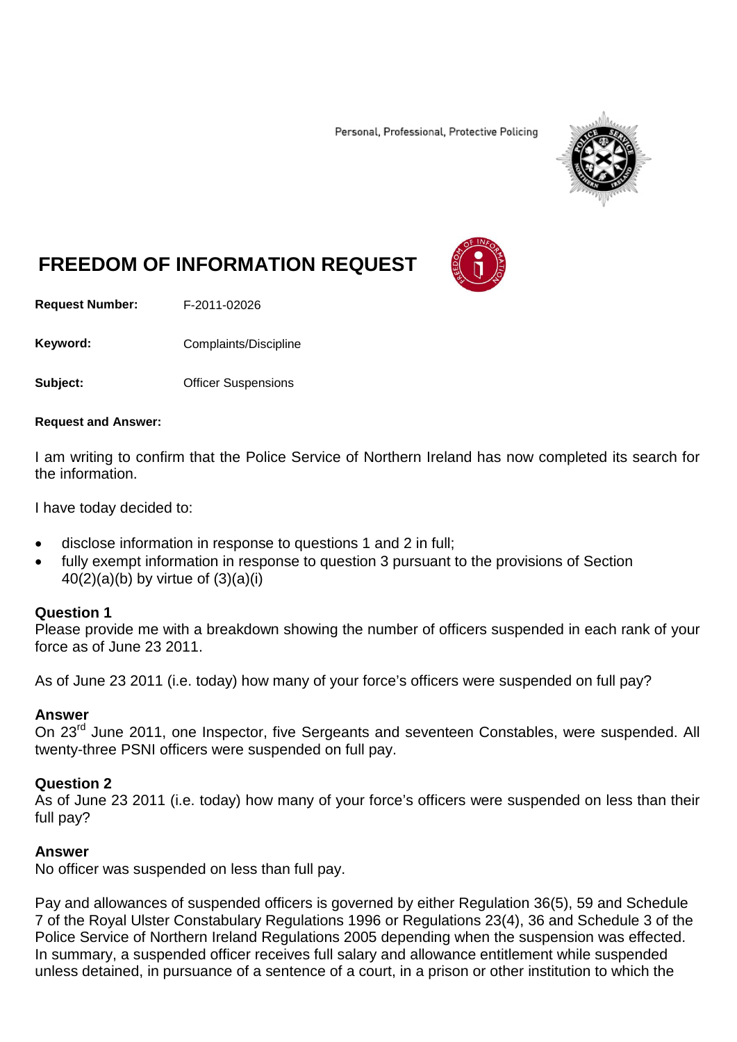Personal, Professional, Protective Policing

# FREEDOM OF INFORMATION REQUEST

**Request Number:** F-2011-02026

**Keyword:** Complaints/Discipline

**Subject:** Officer Suspensions

**Request and Answer:**

I am writing to confirm that the Police Service of Northern Ireland has now completed its search for the information.

I have today decided to:

- disclose information in response to questions 1 and 2 in full;
- fully exempt information in response to question 3 pursuant to the provisions of Section 40(2)(a)(b) by virtue of (3)(a)(i)

**Question 1**
Please provide me with a breakdown showing the number of officers suspended in each rank of your force as of June 23 2011.

As of June 23 2011 (i.e. today) how many of your force's officers were suspended on full pay?

**Answer**
On 23rd June 2011, one Inspector, five Sergeants and seventeen Constables, were suspended. All twenty-three PSNI officers were suspended on full pay.

**Question 2**
As of June 23 2011 (i.e. today) how many of your force's officers were suspended on less than their full pay?

**Answer**
No officer was suspended on less than full pay.

Pay and allowances of suspended officers is governed by either Regulation 36(5), 59 and Schedule 7 of the Royal Ulster Constabulary Regulations 1996 or Regulations 23(4), 36 and Schedule 3 of the Police Service of Northern Ireland Regulations 2005 depending when the suspension was effected. In summary, a suspended officer receives full salary and allowance entitlement while suspended unless detained, in pursuance of a sentence of a court, in a prison or other institution to which the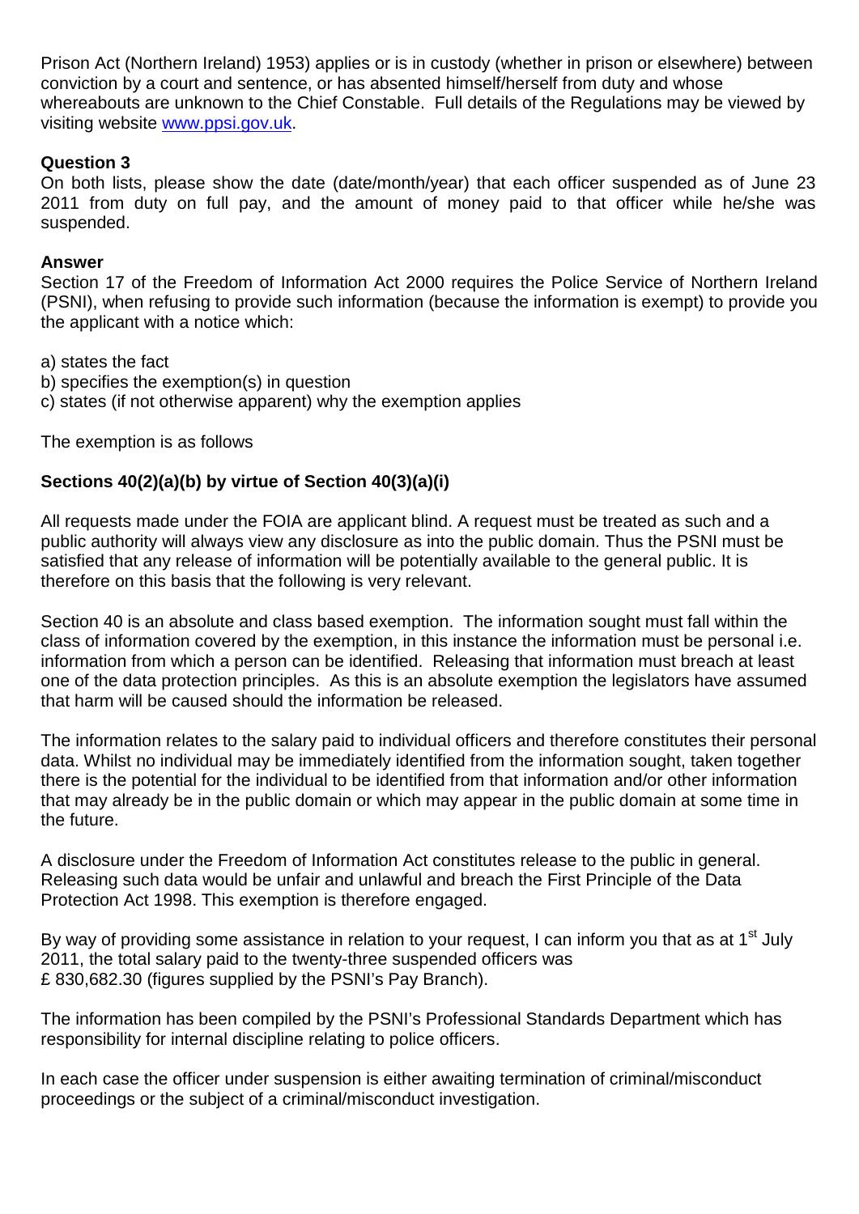Prison Act (Northern Ireland) 1953) applies or is in custody (whether in prison or elsewhere) between conviction by a court and sentence, or has absented himself/herself from duty and whose whereabouts are unknown to the Chief Constable. Full details of the Regulations may be viewed by visiting website [www.ppsi.gov.uk](http://www.ppsi.gov.uk).

**Question 3**
On both lists, please show the date (date/month/year) that each officer suspended as of June 23 2011 from duty on full pay, and the amount of money paid to that officer while he/she was suspended.

**Answer**
Section 17 of the Freedom of Information Act 2000 requires the Police Service of Northern Ireland (PSNI), when refusing to provide such information (because the information is exempt) to provide you the applicant with a notice which:

a) states the fact
b) specifies the exemption(s) in question
c) states (if not otherwise apparent) why the exemption applies

The exemption is as follows

**Sections 40(2)(a)(b) by virtue of Section 40(3)(a)(i)**

All requests made under the FOIA are applicant blind. A request must be treated as such and a public authority will always view any disclosure as into the public domain. Thus the PSNI must be satisfied that any release of information will be potentially available to the general public. It is therefore on this basis that the following is very relevant.

Section 40 is an absolute and class based exemption. The information sought must fall within the class of information covered by the exemption, in this instance the information must be personal i.e. information from which a person can be identified. Releasing that information must breach at least one of the data protection principles. As this is an absolute exemption the legislators have assumed that harm will be caused should the information be released.

The information relates to the salary paid to individual officers and therefore constitutes their personal data. Whilst no individual may be immediately identified from the information sought, taken together there is the potential for the individual to be identified from that information and/or other information that may already be in the public domain or which may appear in the public domain at some time in the future.

A disclosure under the Freedom of Information Act constitutes release to the public in general. Releasing such data would be unfair and unlawful and breach the First Principle of the Data Protection Act 1998. This exemption is therefore engaged.

By way of providing some assistance in relation to your request, I can inform you that as at 1st July 2011, the total salary paid to the twenty-three suspended officers was £ 830,682.30 (figures supplied by the PSNI's Pay Branch).

The information has been compiled by the PSNI's Professional Standards Department which has responsibility for internal discipline relating to police officers.

In each case the officer under suspension is either awaiting termination of criminal/misconduct proceedings or the subject of a criminal/misconduct investigation.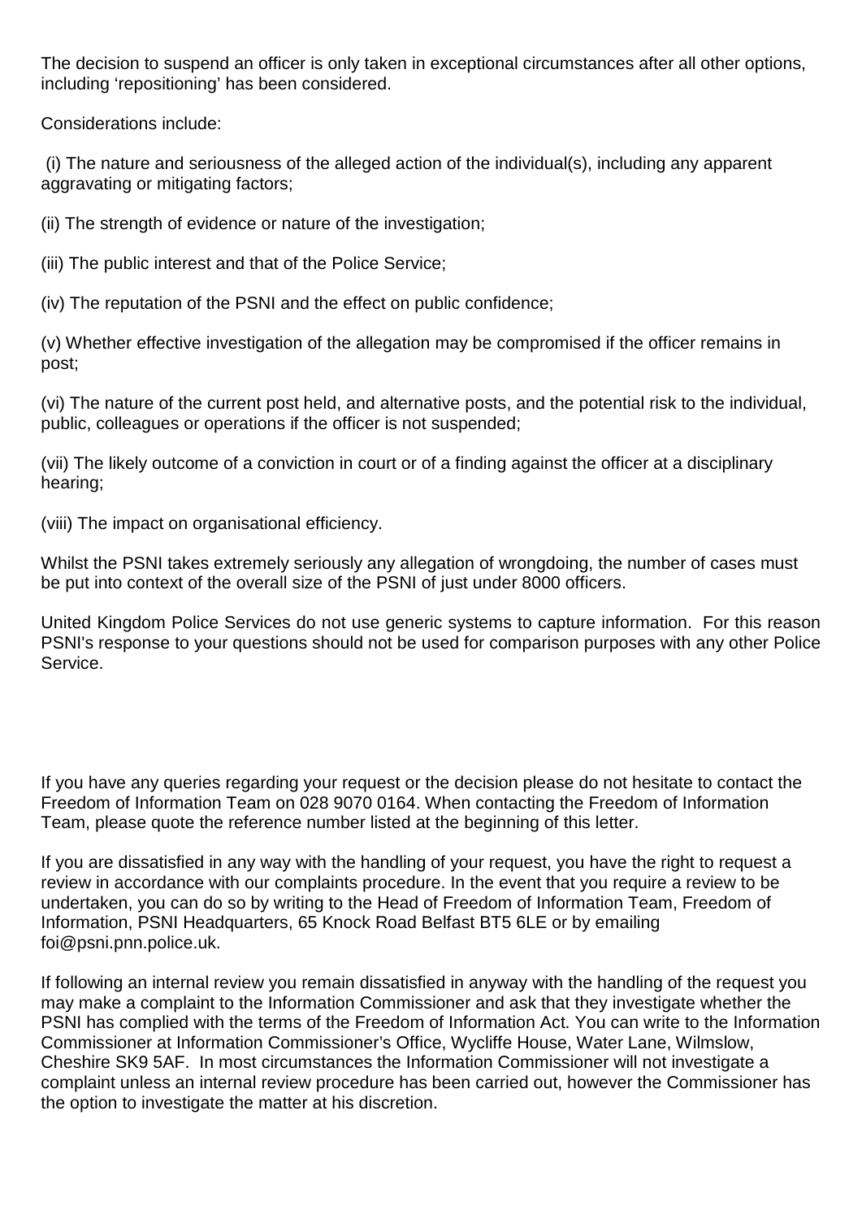The decision to suspend an officer is only taken in exceptional circumstances after all other options, including 'repositioning' has been considered.

Considerations include:

(i) The nature and seriousness of the alleged action of the individual(s), including any apparent aggravating or mitigating factors;

(ii) The strength of evidence or nature of the investigation;

(iii) The public interest and that of the Police Service;

(iv) The reputation of the PSNI and the effect on public confidence;

(v) Whether effective investigation of the allegation may be compromised if the officer remains in post;

(vi) The nature of the current post held, and alternative posts, and the potential risk to the individual, public, colleagues or operations if the officer is not suspended;

(vii) The likely outcome of a conviction in court or of a finding against the officer at a disciplinary hearing;

(viii) The impact on organisational efficiency.

Whilst the PSNI takes extremely seriously any allegation of wrongdoing, the number of cases must be put into context of the overall size of the PSNI of just under 8000 officers.

United Kingdom Police Services do not use generic systems to capture information. For this reason PSNI's response to your questions should not be used for comparison purposes with any other Police Service.

If you have any queries regarding your request or the decision please do not hesitate to contact the Freedom of Information Team on 028 9070 0164. When contacting the Freedom of Information Team, please quote the reference number listed at the beginning of this letter.

If you are dissatisfied in any way with the handling of your request, you have the right to request a review in accordance with our complaints procedure. In the event that you require a review to be undertaken, you can do so by writing to the Head of Freedom of Information Team, Freedom of Information, PSNI Headquarters, 65 Knock Road Belfast BT5 6LE or by emailing foi@psni.pnn.police.uk.

If following an internal review you remain dissatisfied in anyway with the handling of the request you may make a complaint to the Information Commissioner and ask that they investigate whether the PSNI has complied with the terms of the Freedom of Information Act. You can write to the Information Commissioner at Information Commissioner's Office, Wycliffe House, Water Lane, Wilmslow, Cheshire SK9 5AF. In most circumstances the Information Commissioner will not investigate a complaint unless an internal review procedure has been carried out, however the Commissioner has the option to investigate the matter at his discretion.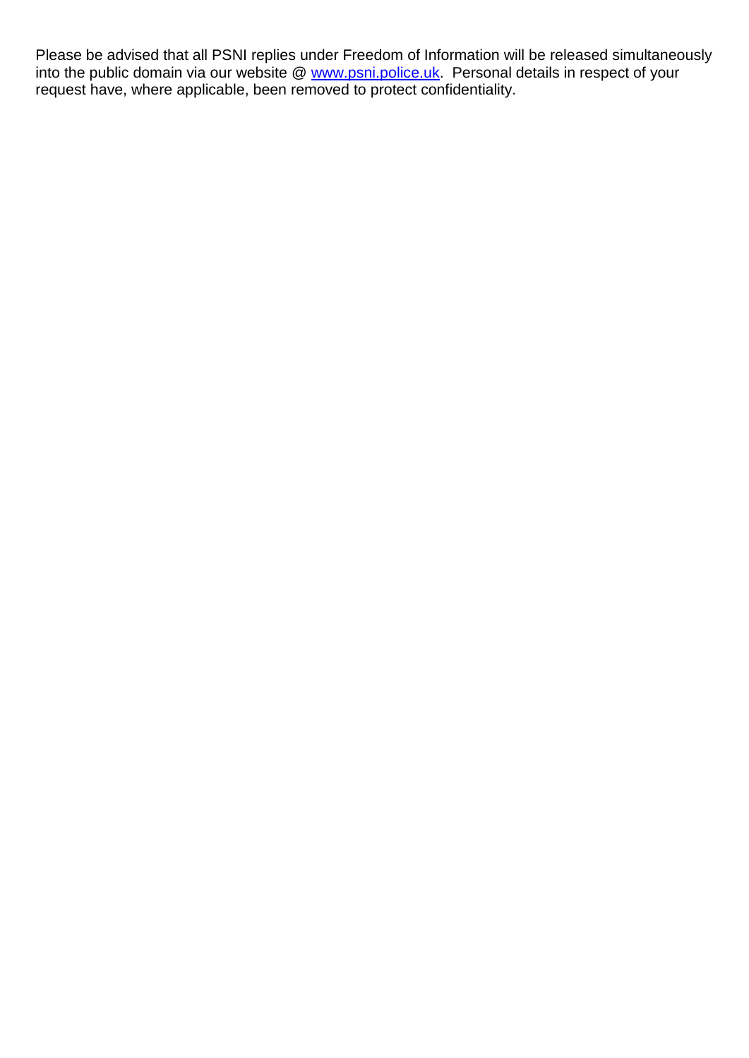Please be advised that all PSNI replies under Freedom of Information will be released simultaneously into the public domain via our website @ [www.psni.police.uk](http://www.psni.police.uk). Personal details in respect of your request have, where applicable, been removed to protect confidentiality.